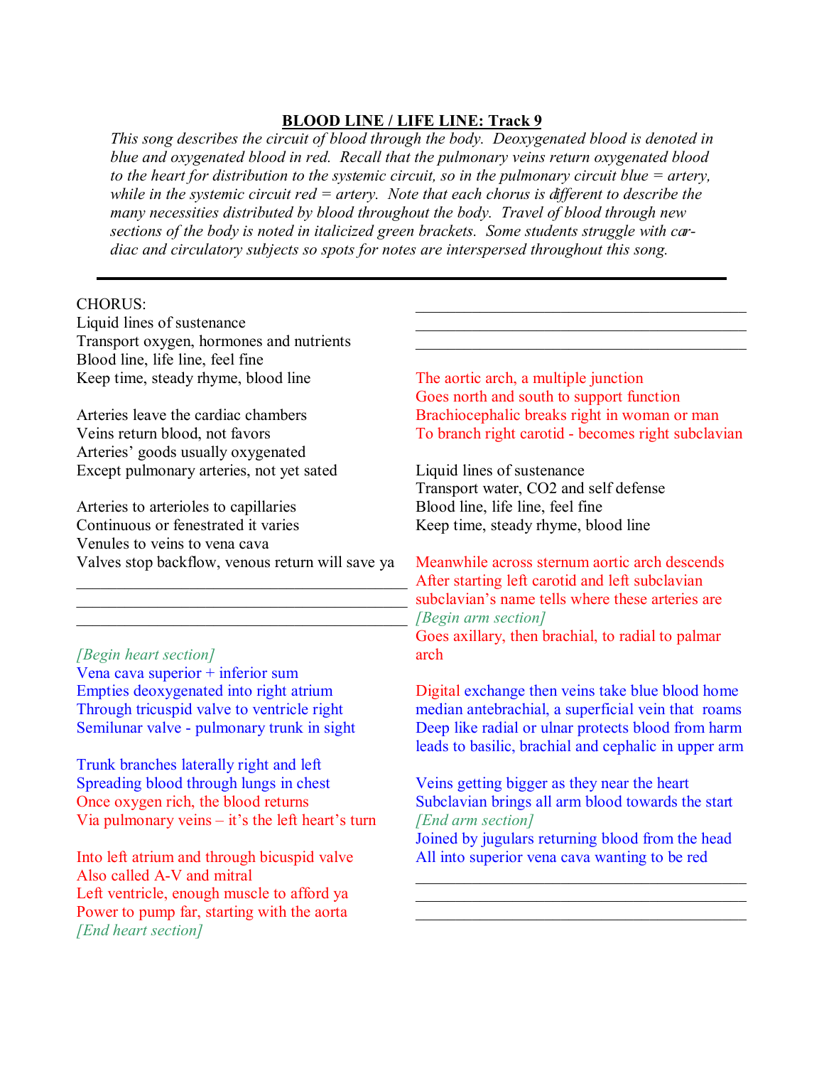# BLOOD LINE / LIFE LINE: Track 9

*This song describes the circuit of blood through the body. Deoxygenated blood is denoted in blue and oxygenated blood in red. Recall that the pulmonary veins return oxygenated blood to the heart for distribution to the systemic circuit, so in the pulmonary circuit blue = artery, while in the systemic circuit red = artery. Note that each chorus is different to describe the many necessities distributed by blood throughout the body. Travel of blood through new sections of the body is noted in italicized green brackets. Some students struggle with cardiac and circulatory subjects so spots for notes are interspersed throughout this song.*

---

CHORUS:
Liquid lines of sustenance
Transport oxygen, hormones and nutrients
Blood line, life line, feel fine
Keep time, steady rhyme, blood line

Arteries leave the cardiac chambers
Veins return blood, not favors
Arteries' goods usually oxygenated
Except pulmonary arteries, not yet sated

Arteries to arterioles to capillaries
Continuous or fenestrated it varies
Venules to veins to vena cava
Valves stop backflow, venous return will save ya

____________________________________________
____________________________________________
____________________________________________

*[Begin heart section]*
Vena cava superior + inferior sum
Empties deoxygenated into right atrium
Through tricuspid valve to ventricle right
Semilunar valve - pulmonary trunk in sight

Trunk branches laterally right and left
Spreading blood through lungs in chest
Once oxygen rich, the blood returns
Via pulmonary veins – it's the left heart's turn

Into left atrium and through bicuspid valve
Also called A-V and mitral
Left ventricle, enough muscle to afford ya
Power to pump far, starting with the aorta
*[End heart section]*

____________________________________________
____________________________________________
____________________________________________

The aortic arch, a multiple junction
Goes north and south to support function
Brachiocephalic breaks right in woman or man
To branch right carotid - becomes right subclavian

Liquid lines of sustenance
Transport water, $CO_2$ and self defense
Blood line, life line, feel fine
Keep time, steady rhyme, blood line

Meanwhile across sternum aortic arch descends
After starting left carotid and left subclavian
subclavian's name tells where these arteries are
*[Begin arm section]*
Goes axillary, then brachial, to radial to palmar arch

Digital exchange then veins take blue blood home
median antebrachial, a superficial vein that roams
Deep like radial or ulnar protects blood from harm
leads to basilic, brachial and cephalic in upper arm

Veins getting bigger as they near the heart
Subclavian brings all arm blood towards the start
*[End arm section]*
Joined by jugulars returning blood from the head
All into superior vena cava wanting to be red

____________________________________________
____________________________________________
____________________________________________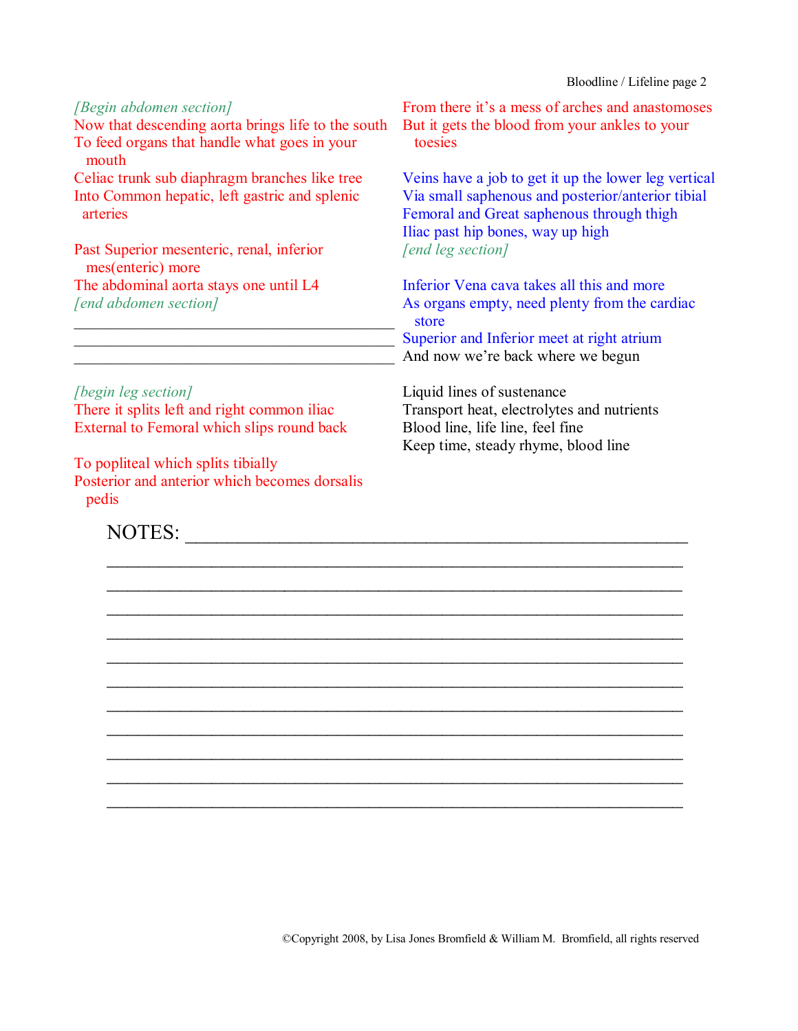*[Begin abdomen section]*
Now that descending aorta brings life to the south
To feed organs that handle what goes in your mouth
Celiac trunk sub diaphragm branches like tree
Into Common hepatic, left gastric and splenic arteries

Past Superior mesenteric, renal, inferior mes(enteric) more
The abdominal aorta stays one until L4
*[end abdomen section]*

\_\_\_\_\_\_\_\_\_\_\_\_\_\_\_\_\_\_\_\_\_\_\_\_\_\_\_\_\_\_\_\_\_\_\_\_\_\_\_\_

\_\_\_\_\_\_\_\_\_\_\_\_\_\_\_\_\_\_\_\_\_\_\_\_\_\_\_\_\_\_\_\_\_\_\_\_\_\_\_\_

\_\_\_\_\_\_\_\_\_\_\_\_\_\_\_\_\_\_\_\_\_\_\_\_\_\_\_\_\_\_\_\_\_\_\_\_\_\_\_\_

*[begin leg section]*
There it splits left and right common iliac
External to Femoral which slips round back

To popliteal which splits tibially
Posterior and anterior which becomes dorsalis pedis

From there it's a mess of arches and anastomoses
But it gets the blood from your ankles to your toesies

Veins have a job to get it up the lower leg vertical
Via small saphenous and posterior/anterior tibial
Femoral and Great saphenous through thigh
Iliac past hip bones, way up high
*[end leg section]*

Inferior Vena cava takes all this and more
As organs empty, need plenty from the cardiac store
Superior and Inferior meet at right atrium
And now we're back where we begun

Liquid lines of sustenance
Transport heat, electrolytes and nutrients
Blood line, life line, feel fine
Keep time, steady rhyme, blood line

NOTES: \_\_\_\_\_\_\_\_\_\_\_\_\_\_\_\_\_\_\_\_\_\_\_\_\_\_\_\_\_\_\_\_\_\_\_\_\_\_\_\_\_\_\_\_\_\_\_\_

\_\_\_\_\_\_\_\_\_\_\_\_\_\_\_\_\_\_\_\_\_\_\_\_\_\_\_\_\_\_\_\_\_\_\_\_\_\_\_\_\_\_\_\_\_\_\_\_\_\_\_\_\_\_\_\_

\_\_\_\_\_\_\_\_\_\_\_\_\_\_\_\_\_\_\_\_\_\_\_\_\_\_\_\_\_\_\_\_\_\_\_\_\_\_\_\_\_\_\_\_\_\_\_\_\_\_\_\_\_\_\_\_

\_\_\_\_\_\_\_\_\_\_\_\_\_\_\_\_\_\_\_\_\_\_\_\_\_\_\_\_\_\_\_\_\_\_\_\_\_\_\_\_\_\_\_\_\_\_\_\_\_\_\_\_\_\_\_\_

\_\_\_\_\_\_\_\_\_\_\_\_\_\_\_\_\_\_\_\_\_\_\_\_\_\_\_\_\_\_\_\_\_\_\_\_\_\_\_\_\_\_\_\_\_\_\_\_\_\_\_\_\_\_\_\_

\_\_\_\_\_\_\_\_\_\_\_\_\_\_\_\_\_\_\_\_\_\_\_\_\_\_\_\_\_\_\_\_\_\_\_\_\_\_\_\_\_\_\_\_\_\_\_\_\_\_\_\_\_\_\_\_

\_\_\_\_\_\_\_\_\_\_\_\_\_\_\_\_\_\_\_\_\_\_\_\_\_\_\_\_\_\_\_\_\_\_\_\_\_\_\_\_\_\_\_\_\_\_\_\_\_\_\_\_\_\_\_\_

\_\_\_\_\_\_\_\_\_\_\_\_\_\_\_\_\_\_\_\_\_\_\_\_\_\_\_\_\_\_\_\_\_\_\_\_\_\_\_\_\_\_\_\_\_\_\_\_\_\_\_\_\_\_\_\_

\_\_\_\_\_\_\_\_\_\_\_\_\_\_\_\_\_\_\_\_\_\_\_\_\_\_\_\_\_\_\_\_\_\_\_\_\_\_\_\_\_\_\_\_\_\_\_\_\_\_\_\_\_\_\_\_

\_\_\_\_\_\_\_\_\_\_\_\_\_\_\_\_\_\_\_\_\_\_\_\_\_\_\_\_\_\_\_\_\_\_\_\_\_\_\_\_\_\_\_\_\_\_\_\_\_\_\_\_\_\_\_\_

\_\_\_\_\_\_\_\_\_\_\_\_\_\_\_\_\_\_\_\_\_\_\_\_\_\_\_\_\_\_\_\_\_\_\_\_\_\_\_\_\_\_\_\_\_\_\_\_\_\_\_\_\_\_\_\_

©Copyright 2008, by Lisa Jones Bromfield & William M. Bromfield, all rights reserved